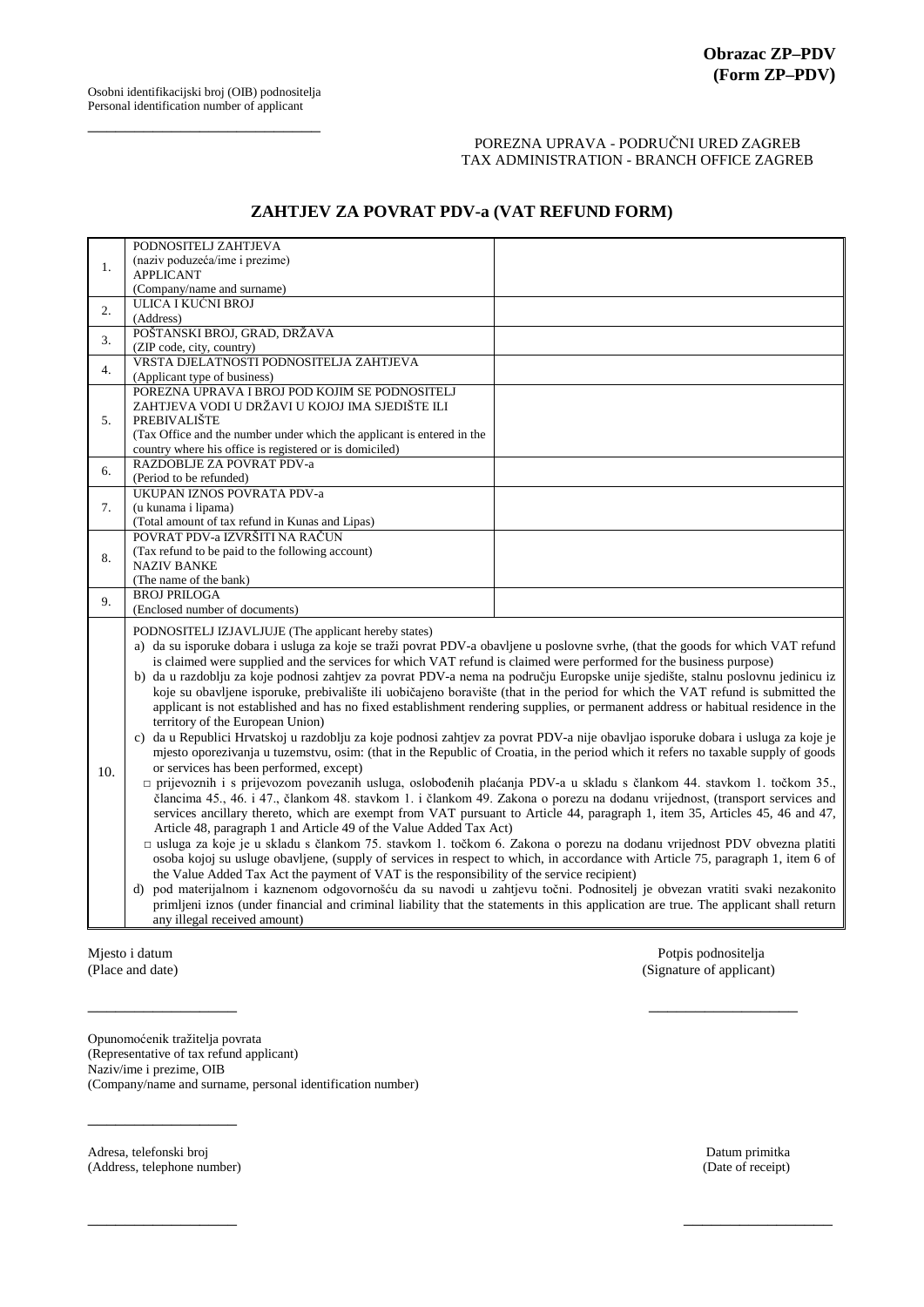**Obrazac ZP–PDV**
**(Form ZP–PDV)**

Osobni identifikacijski broj (OIB) podnositelja
Personal identification number of applicant

___________________________________

POREZNA UPRAVA - PODRUČNI URED ZAGREB
TAX ADMINISTRATION - BRANCH OFFICE ZAGREB

## ZAHTJEV ZA POVRAT PDV-a (VAT REFUND FORM)

| | | |
|---|---|---|
| 1. | PODNOSITELJ ZAHTJEVA (naziv poduzeća/ime i prezime) APPLICANT (Company/name and surname) | |
| 2. | ULICA I KUĆNI BROJ (Address) | |
| 3. | POŠTANSKI BROJ, GRAD, DRŽAVA (ZIP code, city, country) | |
| 4. | VRSTA DJELATNOSTI PODNOSITELJA ZAHTJEVA (Applicant type of business) | |
| 5. | POREZNA UPRAVA I BROJ POD KOJIM SE PODNOSITELJ ZAHTJEVA VODI U DRŽAVI U KOJOJ IMA SJEDIŠTE ILI PREBIVALIŠTE (Tax Office and the number under which the applicant is entered in the country where his office is registered or is domiciled) | |
| 6. | RAZDOBLJE ZA POVRAT PDV-a (Period to be refunded) | |
| 7. | UKUPAN IZNOS POVRATA PDV-a (u kunama i lipama) (Total amount of tax refund in Kunas and Lipas) | |
| 8. | POVRAT PDV-a IZVRŠITI NA RAČUN (Tax refund to be paid to the following account) NAZIV BANKE (The name of the bank) | |
| 9. | BROJ PRILOGA (Enclosed number of documents) | |

**10.** PODNOSITELJ IZJAVLJUJE (The applicant hereby states)

a) da su isporuke dobara i usluga za koje se traži povrat PDV-a obavljene u poslovne svrhe, (that the goods for which VAT refund is claimed were supplied and the services for which VAT refund is claimed were performed for the business purpose)

b) da u razdoblju za koje podnosi zahtjev za povrat PDV-a nema na području Europske unije sjedište, stalnu poslovnu jedinicu iz koje su obavljene isporuke, prebivalište ili uobičajeno boravište (that in the period for which the VAT refund is submitted the applicant is not established and has no fixed establishment rendering supplies, or permanent address or habitual residence in the territory of the European Union)

c) da u Republici Hrvatskoj u razdoblju za koje podnosi zahtjev za povrat PDV-a nije obavljao isporuke dobara i usluga za koje je mjesto oporezivanja u tuzemstvu, osim: (that in the Republic of Croatia, in the period which it refers no taxable supply of goods or services has been performed, except)

- □ prijevoznih i s prijevozom povezanih usluga, oslobođenih plaćanja PDV-a u skladu s člankom 44. stavkom 1. točkom 35., člancima 45., 46. i 47., člankom 48. stavkom 1. i člankom 49. Zakona o porezu na dodanu vrijednost, (transport services and services ancillary thereto, which are exempt from VAT pursuant to Article 44, paragraph 1, item 35, Articles 45, 46 and 47, Article 48, paragraph 1 and Article 49 of the Value Added Tax Act)
- □ usluga za koje je u skladu s člankom 75. stavkom 1. točkom 6. Zakona o porezu na dodanu vrijednost PDV obvezna platiti osoba kojoj su usluge obavljene, (supply of services in respect to which, in accordance with Article 75, paragraph 1, item 6 of the Value Added Tax Act the payment of VAT is the responsibility of the service recipient)

d) pod materijalnom i kaznenom odgovornošću da su navodi u zahtjevu točni. Podnositelj je obvezan vratiti svaki nezakonito primljeni iznos (under financial and criminal liability that the statements in this application are true. The applicant shall return any illegal received amount)

Mjesto i datum
(Place and date)

_____________________

Potpis podnositelja
(Signature of applicant)

_____________________

Opunomoćenik tražitelja povrata
(Representative of tax refund applicant)
Naziv/ime i prezime, OIB
(Company/name and surname, personal identification number)

_____________________

Adresa, telefonski broj
(Address, telephone number)

_____________________

Datum primitka
(Date of receipt)

_____________________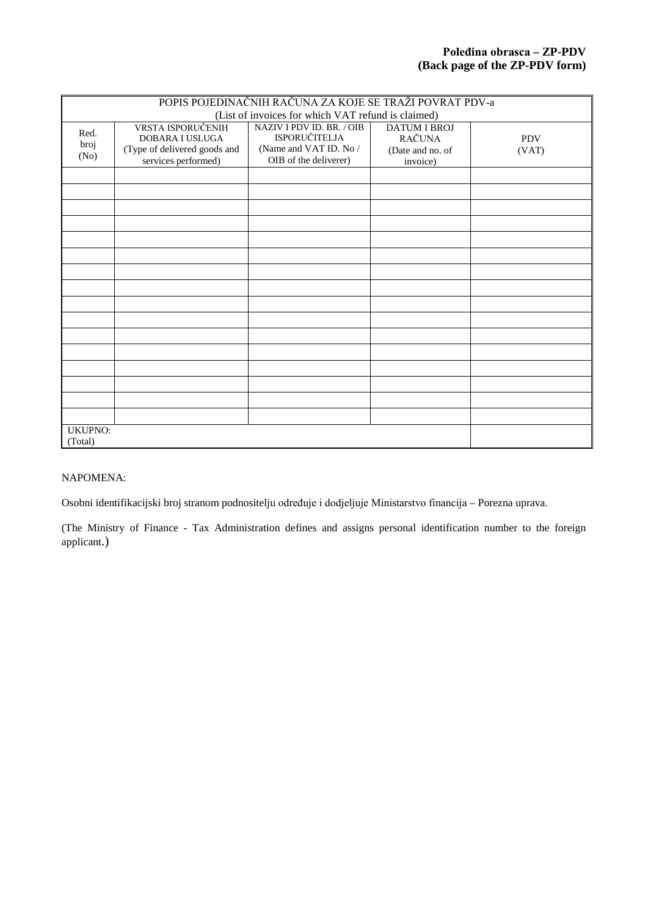**Poleđina obrasca – ZP-PDV**
**(Back page of the ZP-PDV form)**

| POPIS POJEDINAČNIH RAČUNA ZA KOJE SE TRAŽI POVRAT PDV-a (List of invoices for which VAT refund is claimed) | | | | |
|---|---|---|---|---|
| Red. broj (No) | VRSTA ISPORUČENIH DOBARA I USLUGA (Type of delivered goods and services performed) | NAZIV I PDV ID. BR. / OIB ISPORUČITELJA (Name and VAT ID. No / OIB of the deliverer) | DATUM I BROJ RAČUNA (Date and no. of invoice) | PDV (VAT) |
| | | | | |
| | | | | |
| | | | | |
| | | | | |
| | | | | |
| | | | | |
| | | | | |
| | | | | |
| | | | | |
| | | | | |
| | | | | |
| | | | | |
| | | | | |
| | | | | |
| | | | | |
| | | | | |
| UKUPNO: (Total) | | | | |

NAPOMENA:

Osobni identifikacijski broj stranom podnositelju određuje i dodjeljuje Ministarstvo financija – Porezna uprava.

(The Ministry of Finance - Tax Administration defines and assigns personal identification number to the foreign applicant.)